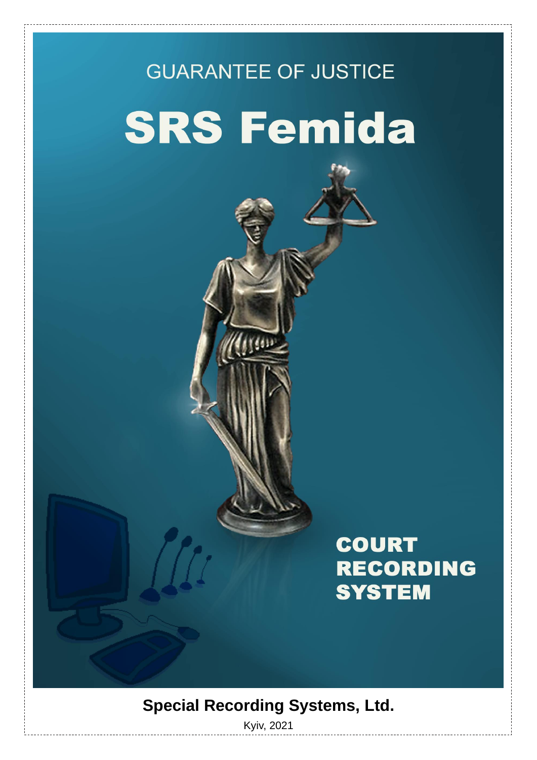GUARANTEE OF JUSTICE

# SRS Femida

## COURT RECORDING SYSTEM

**Special Recording Systems, Ltd.**

Kyiv, 2021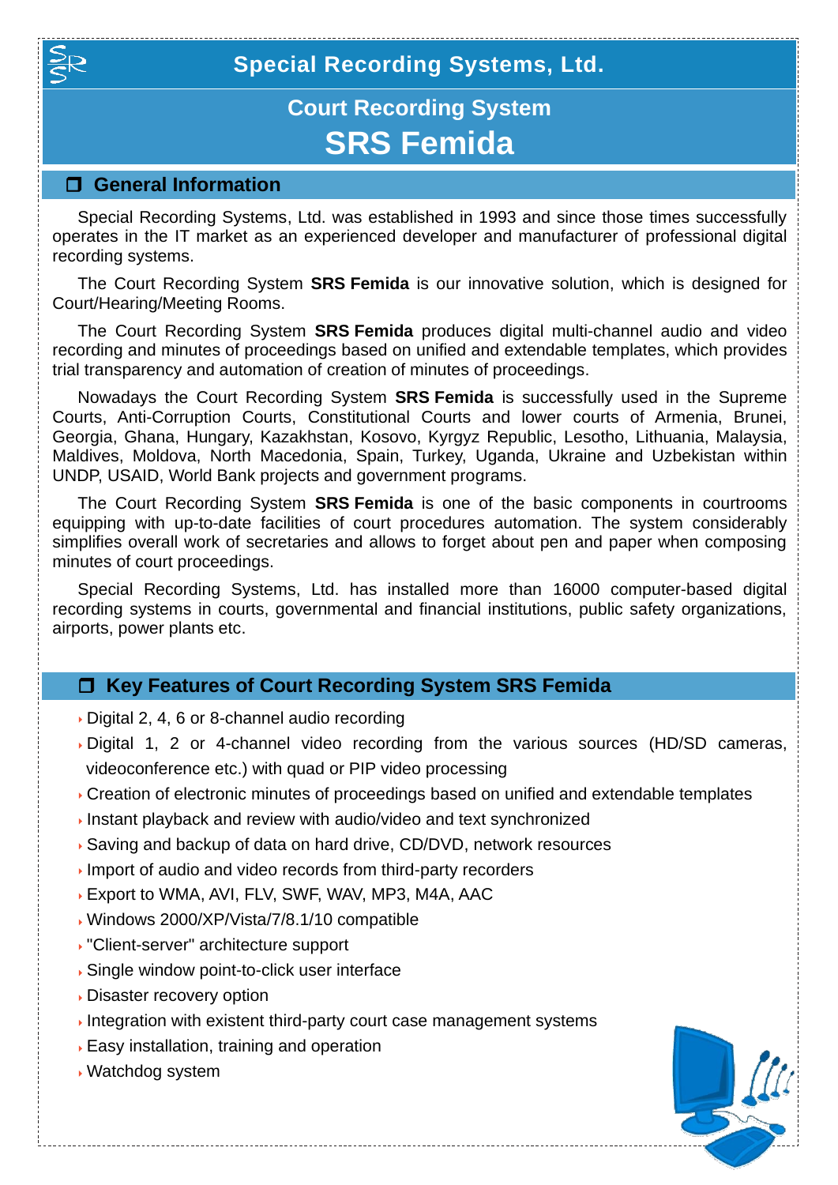# Special Recording Systems, Ltd.

## Court Recording System

# SRS Femida

## General Information

Special Recording Systems, Ltd. was established in 1993 and since those times successfully operates in the IT market as an experienced developer and manufacturer of professional digital recording systems.

The Court Recording System **SRS Femida** is our innovative solution, which is designed for Court/Hearing/Meeting Rooms.

The Court Recording System **SRS Femida** produces digital multi-channel audio and video recording and minutes of proceedings based on unified and extendable templates, which provides trial transparency and automation of creation of minutes of proceedings.

Nowadays the Court Recording System **SRS Femida** is successfully used in the Supreme Courts, Anti-Corruption Courts, Constitutional Courts and lower courts of Armenia, Brunei, Georgia, Ghana, Hungary, Kazakhstan, Kosovo, Kyrgyz Republic, Lesotho, Lithuania, Malaysia, Maldives, Moldova, North Macedonia, Spain, Turkey, Uganda, Ukraine and Uzbekistan within UNDP, USAID, World Bank projects and government programs.

The Court Recording System **SRS Femida** is one of the basic components in courtrooms equipping with up-to-date facilities of court procedures automation. The system considerably simplifies overall work of secretaries and allows to forget about pen and paper when composing minutes of court proceedings.

Special Recording Systems, Ltd. has installed more than 16000 computer-based digital recording systems in courts, governmental and financial institutions, public safety organizations, airports, power plants etc.

## Key Features of Court Recording System SRS Femida

- Digital 2, 4, 6 or 8-channel audio recording
- Digital 1, 2 or 4-channel video recording from the various sources (HD/SD cameras, videoconference etc.) with quad or PIP video processing
- Creation of electronic minutes of proceedings based on unified and extendable templates
- Instant playback and review with audio/video and text synchronized
- Saving and backup of data on hard drive, CD/DVD, network resources
- Import of audio and video records from third-party recorders
- Export to WMA, AVI, FLV, SWF, WAV, MP3, M4A, AAC
- Windows 2000/XP/Vista/7/8.1/10 compatible
- "Client-server" architecture support
- Single window point-to-click user interface
- Disaster recovery option
- Integration with existent third-party court case management systems
- Easy installation, training and operation
- Watchdog system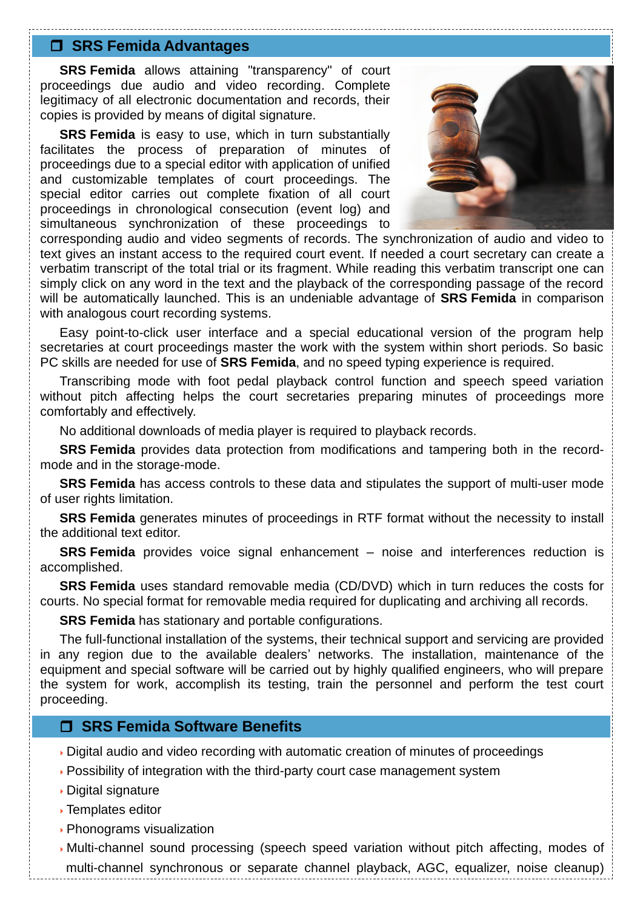## ❒ SRS Femida Advantages

**SRS Femida** allows attaining "transparency" of court proceedings due audio and video recording. Complete legitimacy of all electronic documentation and records, their copies is provided by means of digital signature.

**SRS Femida** is easy to use, which in turn substantially facilitates the process of preparation of minutes of proceedings due to a special editor with application of unified and customizable templates of court proceedings. The special editor carries out complete fixation of all court proceedings in chronological consecution (event log) and simultaneous synchronization of these proceedings to corresponding audio and video segments of records. The synchronization of audio and video to text gives an instant access to the required court event. If needed a court secretary can create a verbatim transcript of the total trial or its fragment. While reading this verbatim transcript one can simply click on any word in the text and the playback of the corresponding passage of the record will be automatically launched. This is an undeniable advantage of **SRS Femida** in comparison with analogous court recording systems.

Easy point-to-click user interface and a special educational version of the program help secretaries at court proceedings master the work with the system within short periods. So basic PC skills are needed for use of **SRS Femida**, and no speed typing experience is required.

Transcribing mode with foot pedal playback control function and speech speed variation without pitch affecting helps the court secretaries preparing minutes of proceedings more comfortably and effectively.

No additional downloads of media player is required to playback records.

**SRS Femida** provides data protection from modifications and tampering both in the record-mode and in the storage-mode.

**SRS Femida** has access controls to these data and stipulates the support of multi-user mode of user rights limitation.

**SRS Femida** generates minutes of proceedings in RTF format without the necessity to install the additional text editor.

**SRS Femida** provides voice signal enhancement – noise and interferences reduction is accomplished.

**SRS Femida** uses standard removable media (CD/DVD) which in turn reduces the costs for courts. No special format for removable media required for duplicating and archiving all records.

**SRS Femida** has stationary and portable configurations.

The full-functional installation of the systems, their technical support and servicing are provided in any region due to the available dealers' networks. The installation, maintenance of the equipment and special software will be carried out by highly qualified engineers, who will prepare the system for work, accomplish its testing, train the personnel and perform the test court proceeding.

## ❒ SRS Femida Software Benefits

- Digital audio and video recording with automatic creation of minutes of proceedings
- Possibility of integration with the third-party court case management system
- Digital signature
- Templates editor
- Phonograms visualization
- Multi-channel sound processing (speech speed variation without pitch affecting, modes of multi-channel synchronous or separate channel playback, AGC, equalizer, noise cleanup)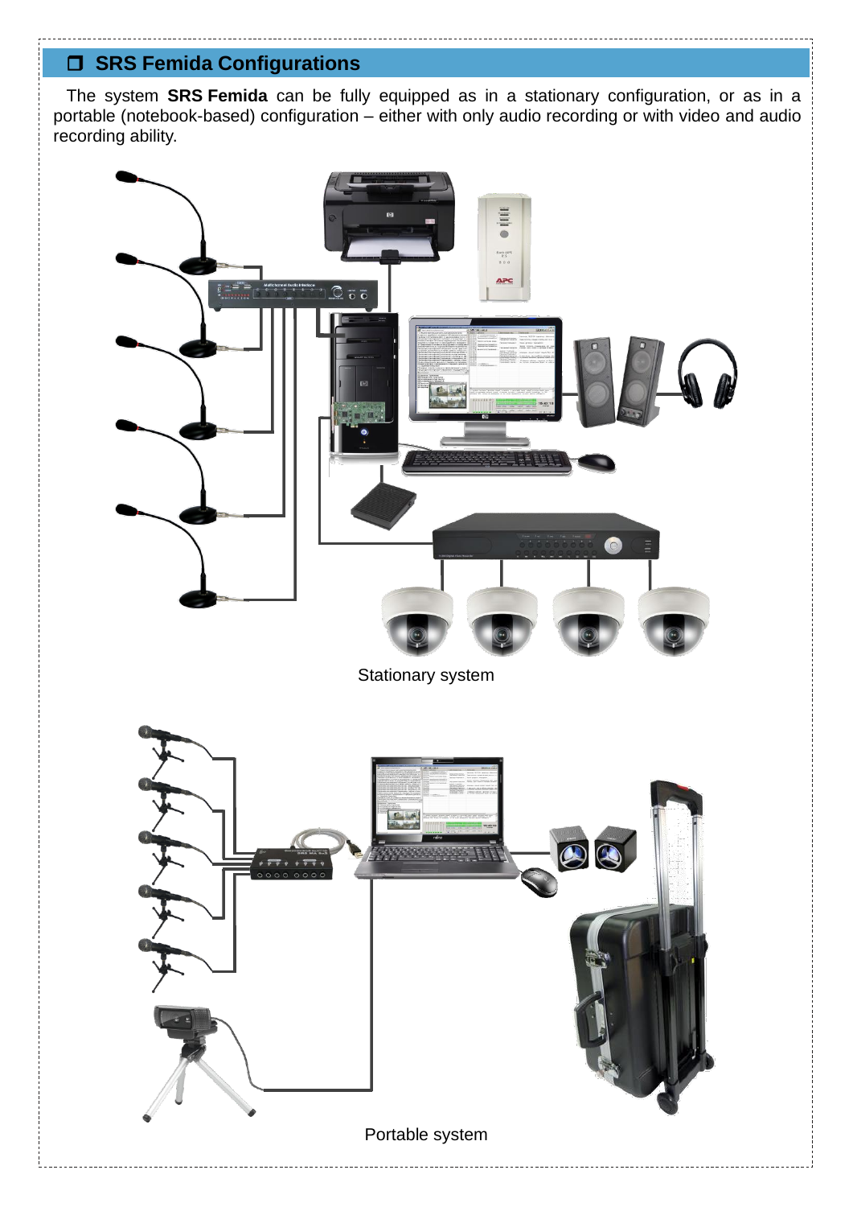## ❐ SRS Femida Configurations

The system **SRS Femida** can be fully equipped as in a stationary configuration, or as in a portable (notebook-based) configuration – either with only audio recording or with video and audio recording ability.

Stationary system

Portable system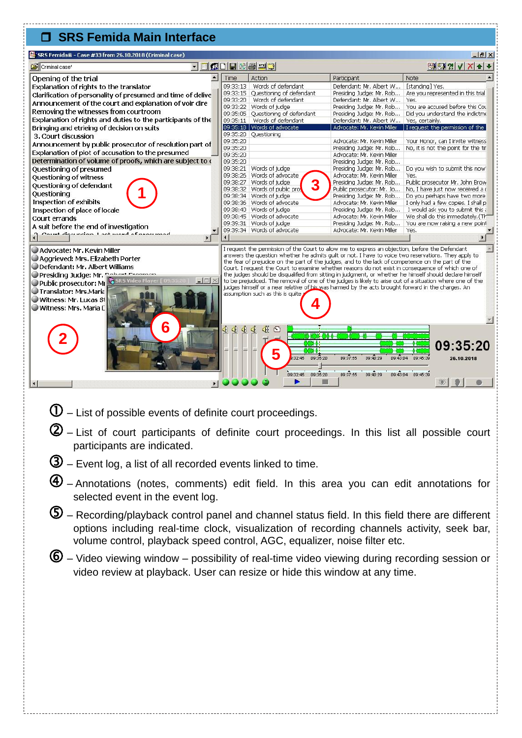# ❒ SRS Femida Main Interface

① – List of possible events of definite court proceedings.

② – List of court participants of definite court proceedings. In this list all possible court participants are indicated.

③ – Event log, a list of all recorded events linked to time.

④ – Annotations (notes, comments) edit field. In this area you can edit annotations for selected event in the event log.

⑤ – Recording/playback control panel and channel status field. In this field there are different options including real-time clock, visualization of recording channels activity, seek bar, volume control, playback speed control, AGC, equalizer, noise filter etc.

⑥ – Video viewing window – possibility of real-time video viewing during recording session or video review at playback. User can resize or hide this window at any time.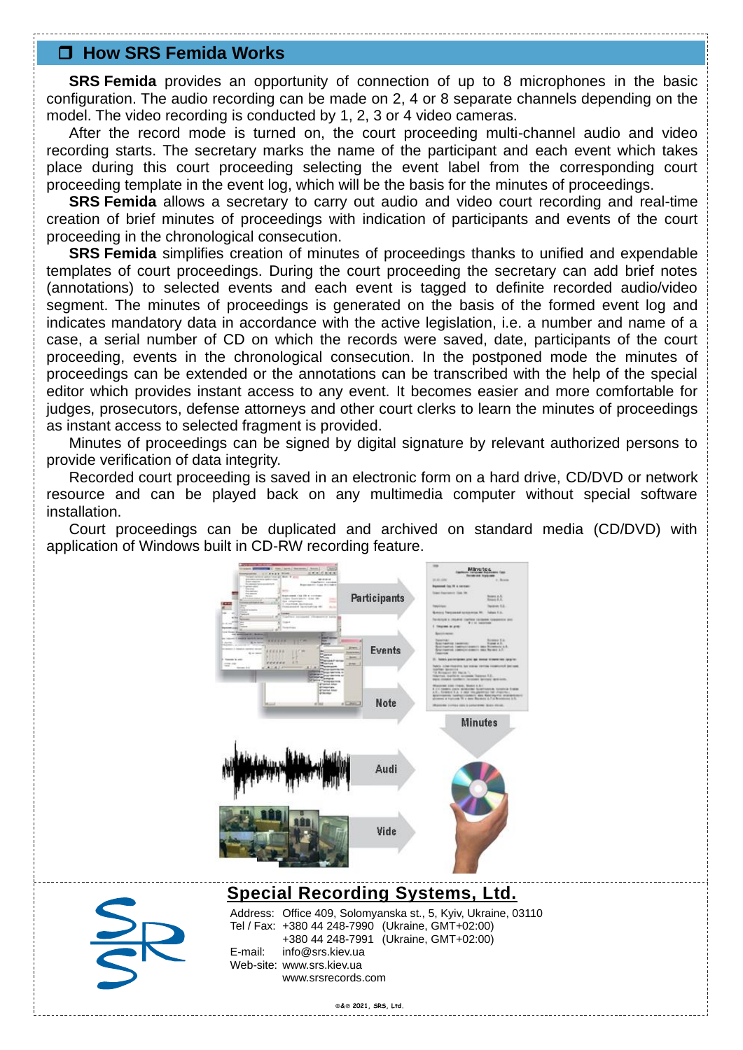## ❒ How SRS Femida Works

**SRS Femida** provides an opportunity of connection of up to 8 microphones in the basic configuration. The audio recording can be made on 2, 4 or 8 separate channels depending on the model. The video recording is conducted by 1, 2, 3 or 4 video cameras.

After the record mode is turned on, the court proceeding multi-channel audio and video recording starts. The secretary marks the name of the participant and each event which takes place during this court proceeding selecting the event label from the corresponding court proceeding template in the event log, which will be the basis for the minutes of proceedings.

**SRS Femida** allows a secretary to carry out audio and video court recording and real-time creation of brief minutes of proceedings with indication of participants and events of the court proceeding in the chronological consecution.

**SRS Femida** simplifies creation of minutes of proceedings thanks to unified and expendable templates of court proceedings. During the court proceeding the secretary can add brief notes (annotations) to selected events and each event is tagged to definite recorded audio/video segment. The minutes of proceedings is generated on the basis of the formed event log and indicates mandatory data in accordance with the active legislation, i.e. a number and name of a case, a serial number of CD on which the records were saved, date, participants of the court proceeding, events in the chronological consecution. In the postponed mode the minutes of proceedings can be extended or the annotations can be transcribed with the help of the special editor which provides instant access to any event. It becomes easier and more comfortable for judges, prosecutors, defense attorneys and other court clerks to learn the minutes of proceedings as instant access to selected fragment is provided.

Minutes of proceedings can be signed by digital signature by relevant authorized persons to provide verification of data integrity.

Recorded court proceeding is saved in an electronic form on a hard drive, CD/DVD or network resource and can be played back on any multimedia computer without special software installation.

Court proceedings can be duplicated and archived on standard media (CD/DVD) with application of Windows built in CD-RW recording feature.

Participants

Events

Note

Minutes

Minutes

Audi

Vide

## Special Recording Systems, Ltd.

Address: Office 409, Solomyanska st., 5, Kyiv, Ukraine, 03110
Tel / Fax: +380 44 248-7990 (Ukraine, GMT+02:00)
+380 44 248-7991 (Ukraine, GMT+02:00)
E-mail: info@srs.kiev.ua
Web-site: www.srs.kiev.ua
www.srsrecords.com

©&® 2021, SRS, Ltd.